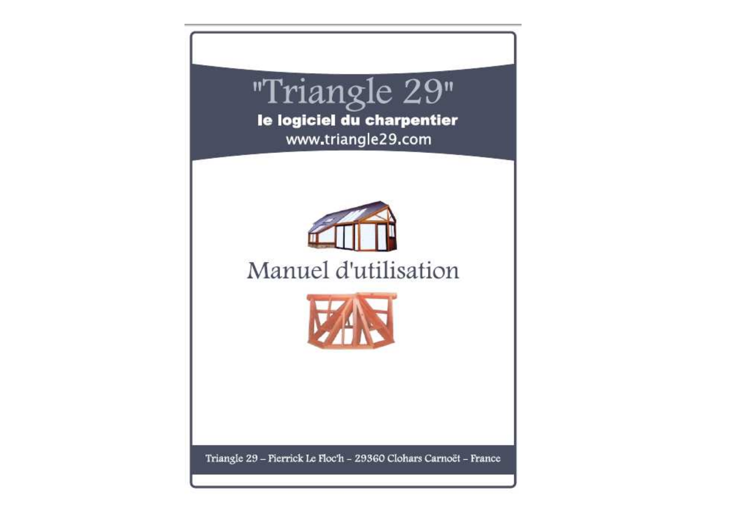# "Triangle 29"

**le logiciel du charpentier**

www.triangle29.com

# Manuel d'utilisation

Triangle 29 – Pierrick Le Floc'h – 29360 Clohars Carnoët – France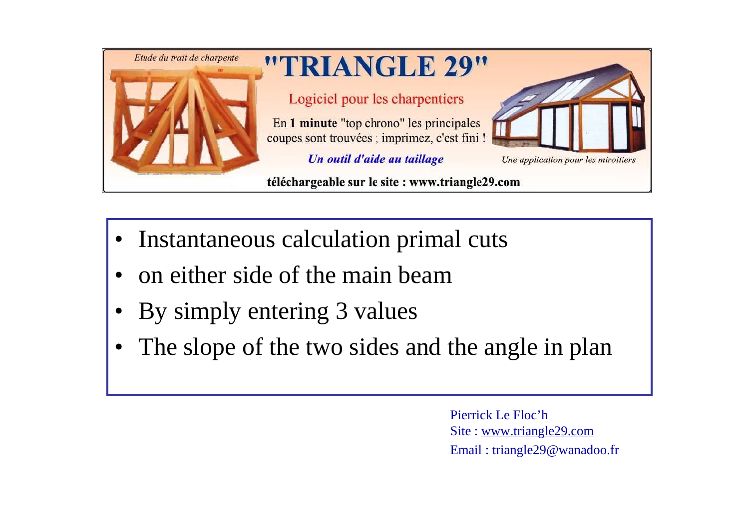Etude du trait de charpente

# "TRIANGLE 29"

Logiciel pour les charpentiers

En **1 minute** "top chrono" les principales coupes sont trouvées ; imprimez, c'est fini !

***Un outil d'aide au taillage***

*Une application pour les miroitiers*

**téléchargeable sur le site : www.triangle29.com**

- Instantaneous calculation primal cuts
- on either side of the main beam
- By simply entering 3 values
- The slope of the two sides and the angle in plan

Pierrick Le Floc'h
Site : www.triangle29.com
Email : triangle29@wanadoo.fr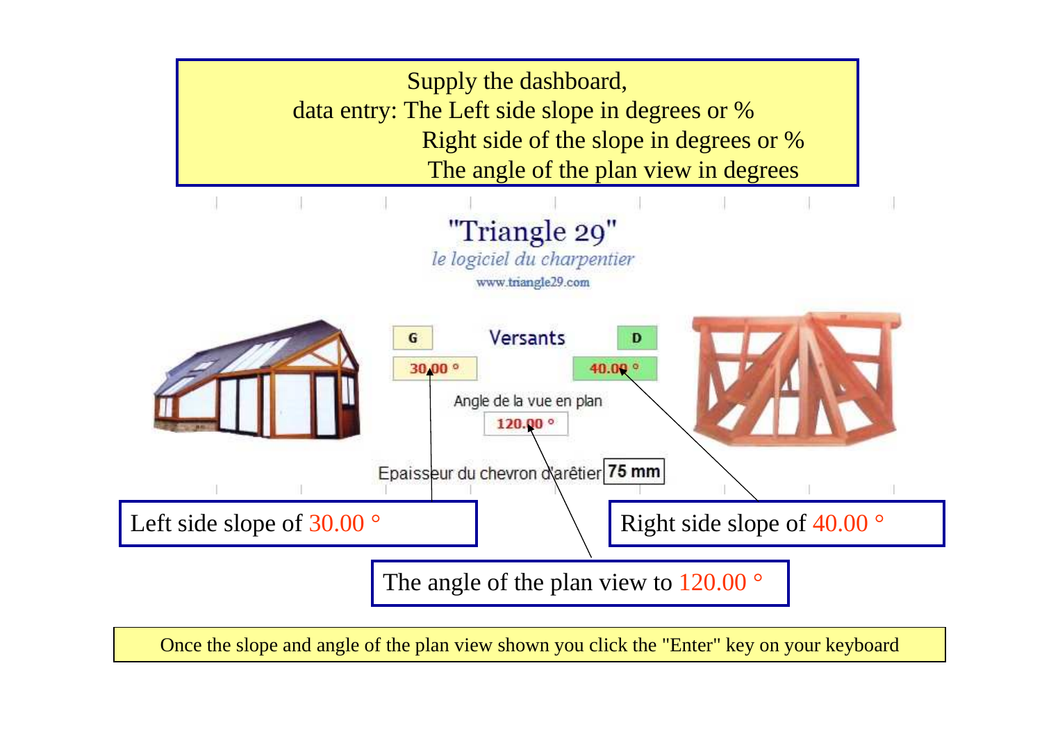Supply the dashboard,
data entry: The Left side slope in degrees or %
Right side of the slope in degrees or %
The angle of the plan view in degrees

"Triangle 29"

*le logiciel du charpentier*

www.triangle29.com

| G | Versants | D |
|---|---|---|
| 30.00 ° | | 40.00 ° |

Angle de la vue en plan
120.00 °

Epaisseur du chevron d'arêtier **75 mm**

Left side slope of 30.00 °

Right side slope of 40.00 °

The angle of the plan view to 120.00 °

Once the slope and angle of the plan view shown you click the "Enter" key on your keyboard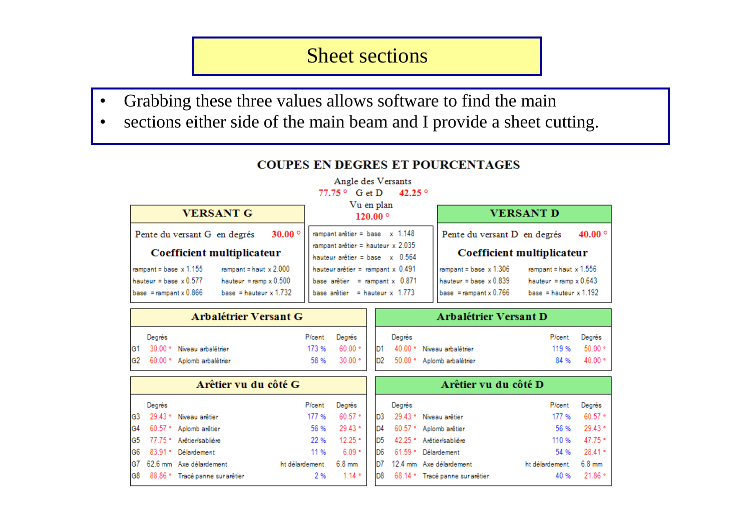# Sheet sections

- Grabbing these three values allows software to find the main
- sections either side of the main beam and I provide a sheet cutting.

## COUPES EN DEGRES ET POURCENTAGES

Angle des Versants

77.75 ° G et D 42.25 °

Vu en plan

120.00 °

### VERSANT G

Pente du versant G en degrés 30.00 °

**Coefficient multiplicateur**

| | |
|---|---|
| rampant = base x 1.155 | rampant = haut x 2.000 |
| hauteur = base x 0.577 | hauteur = ramp x 0.500 |
| base = rampant x 0.866 | base = hauteur x 1.732 |

| |
|---|
| rampant arêtier = base x 1.148 |
| rampant arêtier = hauteur x 2.035 |
| hauteur arêtier = base x 0.564 |
| hauteur arêtier = rampant x 0.491 |
| base arêtier = rampant x 0.871 |
| base arêtier = hauteur x 1.773 |

### VERSANT D

Pente du versant D en degrés 40.00 °

**Coefficient multiplicateur**

| | |
|---|---|
| rampant = base x 1.306 | rampant = haut x 1.556 |
| hauteur = base x 0.839 | hauteur = ramp x 0.643 |
| base = rampant x 0.766 | base = hauteur x 1.192 |

### Arbalétrier Versant G

| | Degrés | | P/cent | Degrés |
|---|---|---|---|---|
| G1 | 30.00 ° | Niveau arbalétrier | 173 % | 60.00 ° |
| G2 | 60.00 ° | Aplomb arbalétrier | 58 % | 30.00 ° |

### Arbalétrier Versant D

| | Degrés | | P/cent | Degrés |
|---|---|---|---|---|
| D1 | 40.00 ° | Niveau arbalétrier | 119 % | 50.00 ° |
| D2 | 50.00 ° | Aplomb arbalétrier | 84 % | 40.00 ° |

### Arêtier vu du côté G

| | Degrés | | P/cent | Degrés |
|---|---|---|---|---|
| G3 | 29.43 ° | Niveau arêtier | 177 % | 60.57 ° |
| G4 | 60.57 ° | Aplomb arêtier | 56 % | 29.43 ° |
| G5 | 77.75 ° | Arêtier/sablière | 22 % | 12.25 ° |
| G6 | 83.91 ° | Délardement | 11 % | 6.09 ° |
| G7 | 62.6 mm | Axe délardement | ht délardement | 6.8 mm |
| G8 | 88.86 ° | Tracé panne sur arêtier | 2 % | 1.14 ° |

### Arêtier vu du côté D

| | Degrés | | P/cent | Degrés |
|---|---|---|---|---|
| D3 | 29.43 ° | Niveau arêtier | 177 % | 60.57 ° |
| D4 | 60.57 ° | Aplomb arêtier | 56 % | 29.43 ° |
| D5 | 42.25 ° | Arêtier/sablière | 110 % | 47.75 ° |
| D6 | 61.59 ° | Délardement | 54 % | 28.41 ° |
| D7 | 12.4 mm | Axe délardement | ht délardement | 6.8 mm |
| D8 | 68.14 ° | Tracé panne sur arêtier | 40 % | 21.86 ° |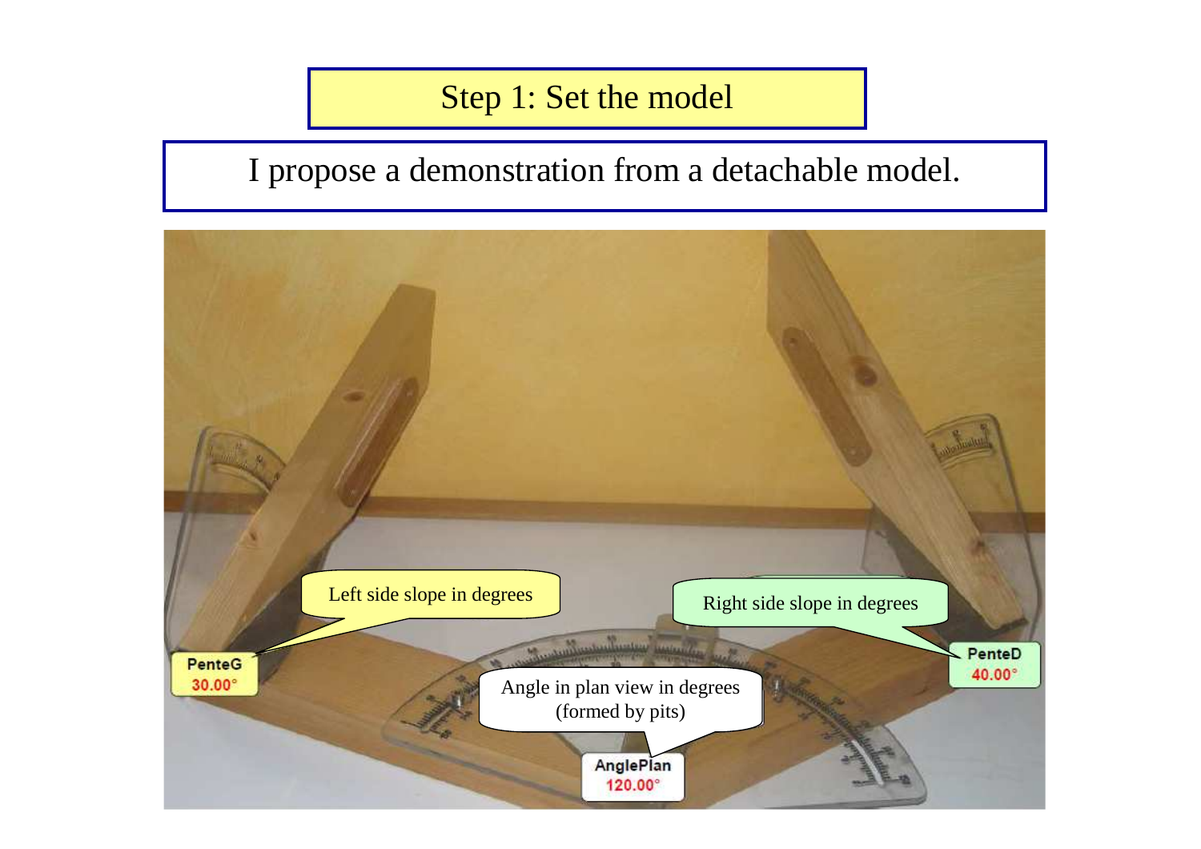# Step 1: Set the model

I propose a demonstration from a detachable model.

Left side slope in degrees

PenteG
30.00°

Right side slope in degrees

PenteD
40.00°

Angle in plan view in degrees
(formed by pits)

AnglePlan
120.00°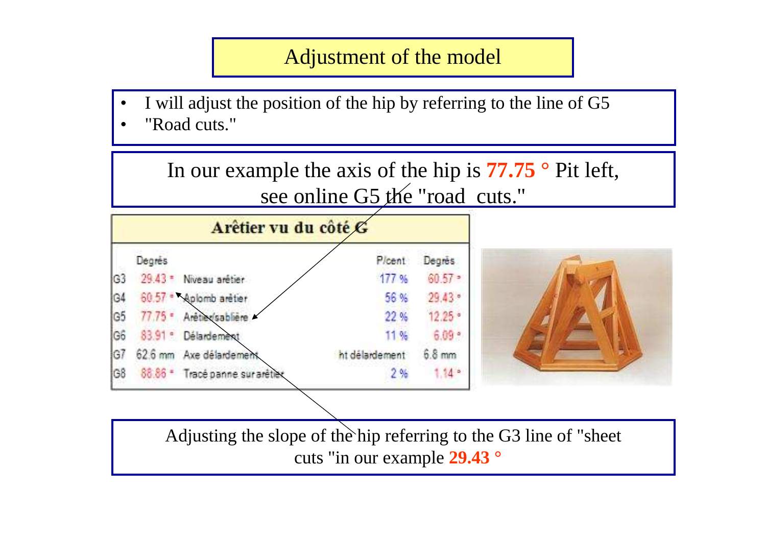# Adjustment of the model

- I will adjust the position of the hip by referring to the line of G5
- "Road cuts."

In our example the axis of the hip is **77.75 °** Pit left, see online G5 the "road cuts."

| | Arêtier vu du côté G | | | |
|---|---|---|---|---|
| | Degrés | | P/cent | Degrés |
| G3 | 29.43 ° Niveau arêtier | | 177 % | 60.57 ° |
| G4 | 60.57 ° Aplomb arêtier | | 56 % | 29.43 ° |
| G5 | 77.75 ° Arêtier/sablière | | 22 % | 12.25 ° |
| G6 | 83.91 ° Délardement | | 11 % | 6.09 ° |
| G7 | 62.6 mm Axe délardement | | ht délardement | 6.8 mm |
| G8 | 88.86 ° Tracé panne sur arêtier | | 2 % | 1.14 ° |

Adjusting the slope of the hip referring to the G3 line of "sheet cuts "in our example **29.43 °**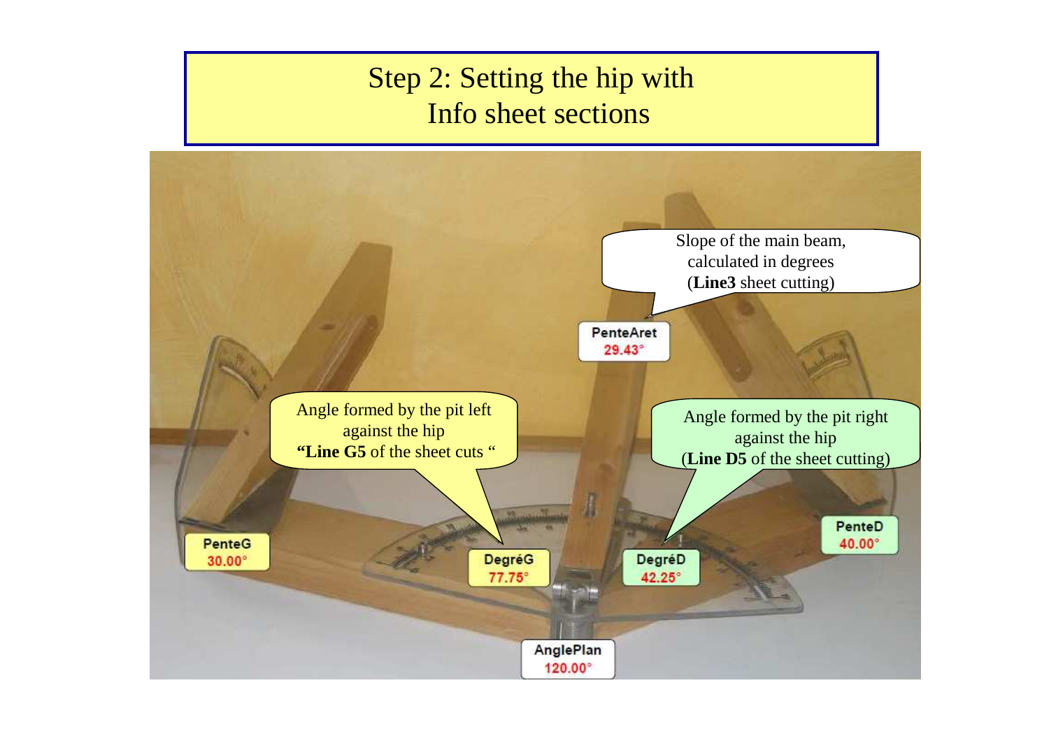# Step 2: Setting the hip with Info sheet sections

Slope of the main beam, calculated in degrees (**Line3** sheet cutting)

PenteAret
29.43°

Angle formed by the pit left against the hip
**"Line G5** of the sheet cuts "

Angle formed by the pit right against the hip
(**Line D5** of the sheet cutting)

PenteG
30.00°

DegréG
77.75°

DegréD
42.25°

PenteD
40.00°

AnglePlan
120.00°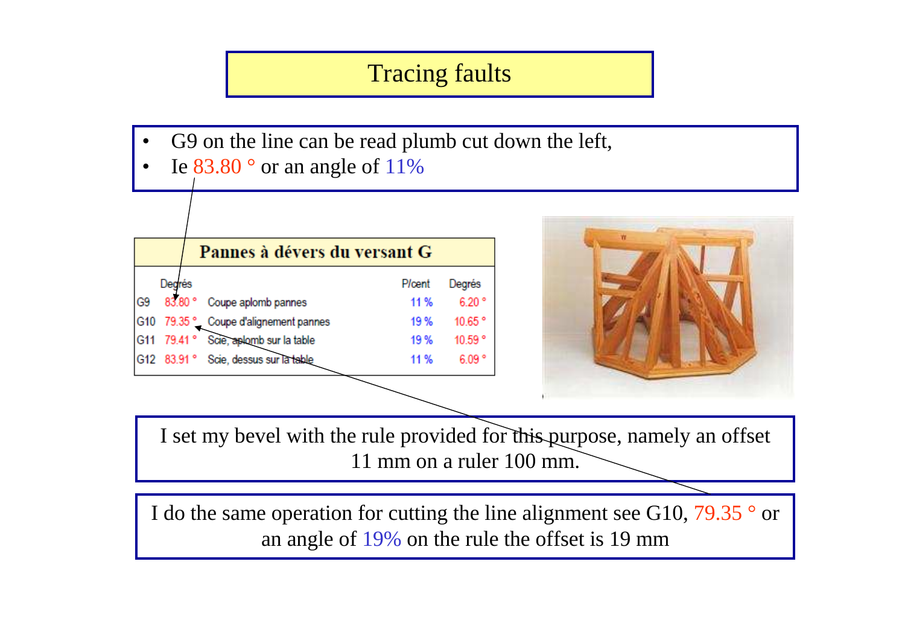# Tracing faults

- G9 on the line can be read plumb cut down the left,
- Ie 83.80 ° or an angle of 11%

| Pannes à dévers du versant G | | | | |
|---|---|---|---|---|
| | Degrés | | P/cent | Degrés |
| G9 | 83.80 ° | Coupe aplomb pannes | 11 % | 6.20 ° |
| G10 | 79.35 ° | Coupe d'alignement pannes | 19 % | 10.65 ° |
| G11 | 79.41 ° | Scie, aplomb sur la table | 19 % | 10.59 ° |
| G12 | 83.91 ° | Scie, dessus sur la table | 11 % | 6.09 ° |

I set my bevel with the rule provided for this purpose, namely an offset 11 mm on a ruler 100 mm.

I do the same operation for cutting the line alignment see G10, 79.35 ° or an angle of 19% on the rule the offset is 19 mm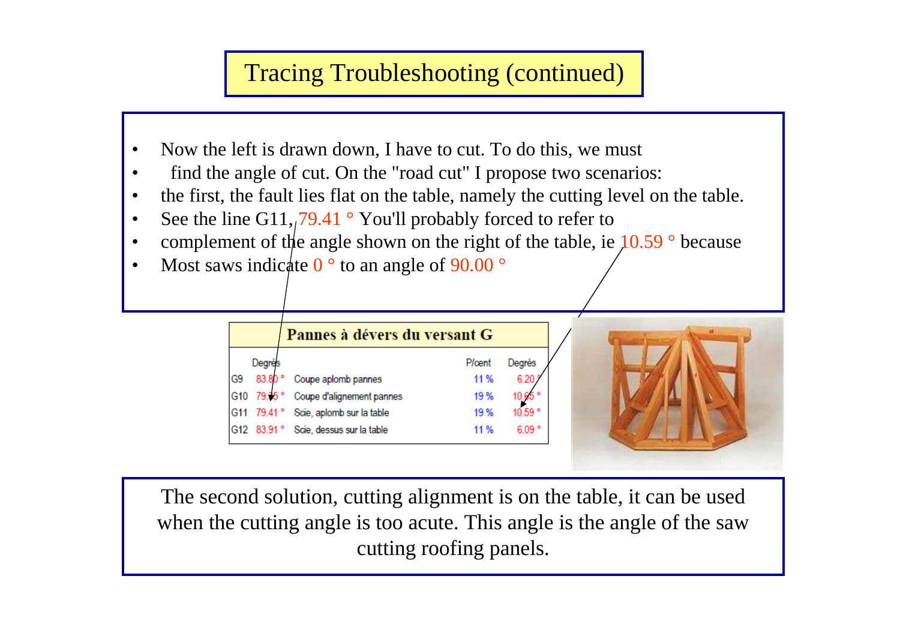# Tracing Troubleshooting (continued)

- Now the left is drawn down, I have to cut. To do this, we must
- find the angle of cut. On the "road cut" I propose two scenarios:
- the first, the fault lies flat on the table, namely the cutting level on the table.
- See the line G11, 79.41 ° You'll probably forced to refer to
- complement of the angle shown on the right of the table, ie 10.59 ° because
- Most saws indicate 0 ° to an angle of 90.00 °

**Pannes à dévers du versant G**

| | Degrés | | P/cent | Degrés |
|---|---|---|---|---|
| G9 | 83.80 ° | Coupe aplomb pannes | 11 % | 6.20 ° |
| G10 | 79.35 ° | Coupe d'alignement pannes | 19 % | 10.65 ° |
| G11 | 79.41 ° | Scie, aplomb sur la table | 19 % | 10.59 ° |
| G12 | 83.91 ° | Scie, dessus sur la table | 11 % | 6.09 ° |

The second solution, cutting alignment is on the table, it can be used when the cutting angle is too acute. This angle is the angle of the saw cutting roofing panels.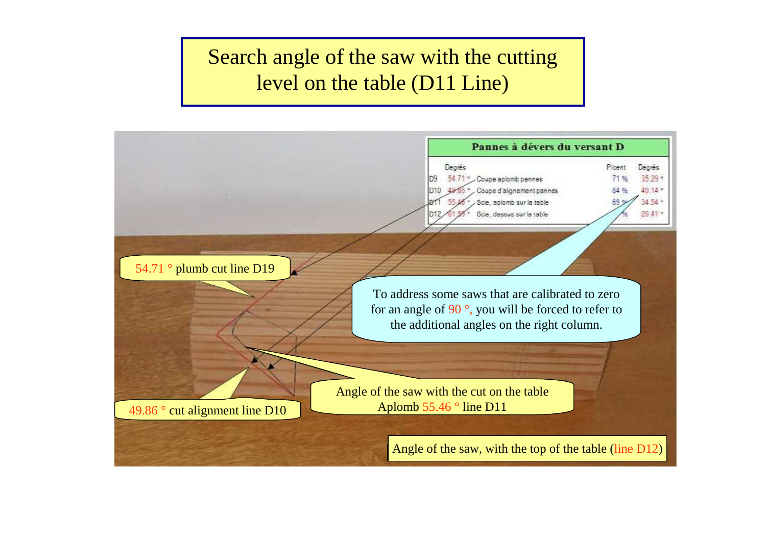# Search angle of the saw with the cutting level on the table (D11 Line)

**Pannes à dévers du versant D**

| | Degrés | | P/cent | Degrés |
|---|---|---|---|---|
| D9 | 54.71 ° | Coupe aplomb pannes | 71 % | 35.29 ° |
| D10 | 49.86 ° | Coupe d'alignement pannes | 84 % | 40.14 ° |
| D11 | 55.46 ° | Scie, aplomb sur la table | 69 % | 34.54 ° |
| D12 | 61.59 ° | Scie, dessus sur la table | % | 28.41 ° |

54.71 ° plumb cut line D19

To address some saws that are calibrated to zero for an angle of 90 °, you will be forced to refer to the additional angles on the right column.

49.86 ° cut alignment line D10

Angle of the saw with the cut on the table Aplomb 55.46 ° line D11

Angle of the saw, with the top of the table (line D12)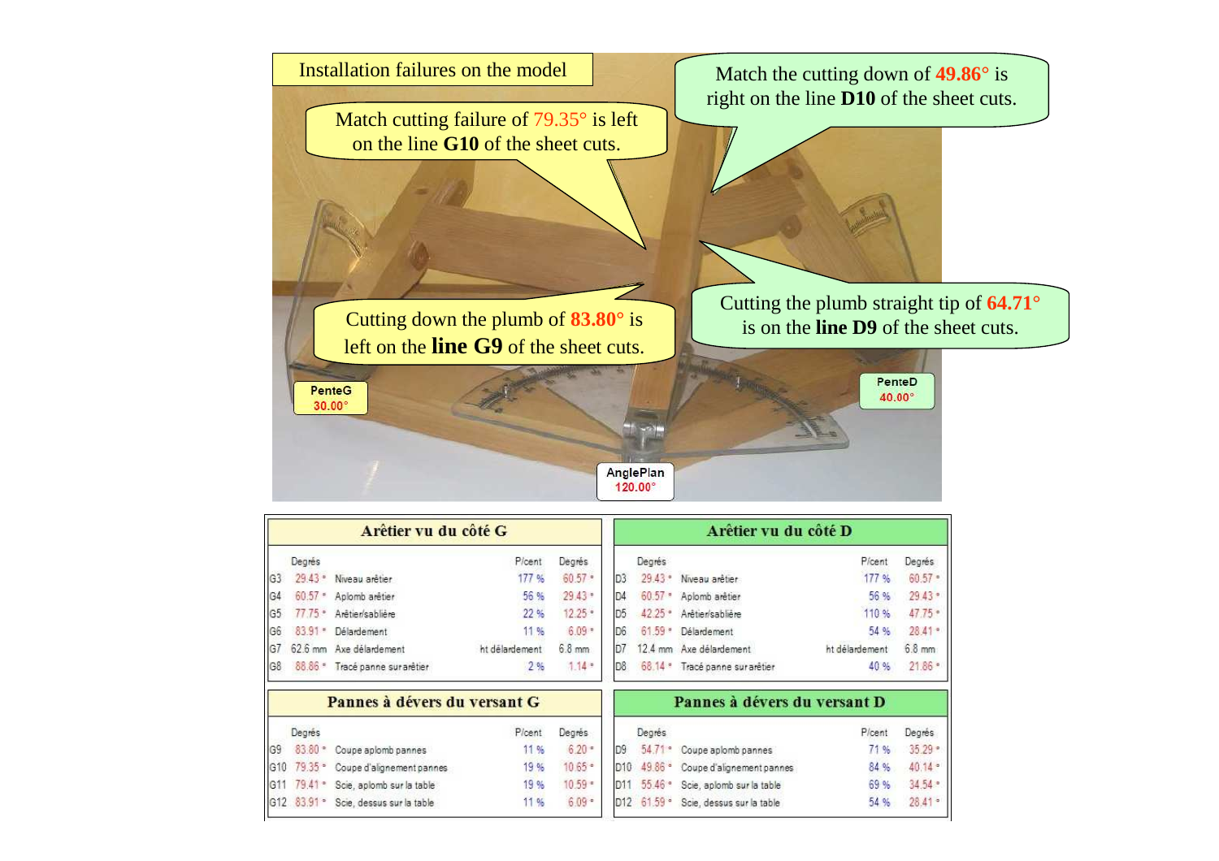Installation failures on the model

Match cutting failure of 79.35° is left on the line **G10** of the sheet cuts.

Match the cutting down of **49.86°** is right on the line **D10** of the sheet cuts.

Cutting down the plumb of **83.80°** is left on the **line G9** of the sheet cuts.

Cutting the plumb straight tip of **64.71°** is on the **line D9** of the sheet cuts.

PenteG 30.00°

PenteD 40.00°

AnglePlan 120.00°

| Arêtier vu du côté G | | | | | |
|---|---|---|---|---|---|
| | Degrés | | P/cent | Degrés | |
| G3 | 29.43 ° | Niveau arêtier | 177 % | 60.57 ° | |
| G4 | 60.57 ° | Aplomb arêtier | 56 % | 29.43 ° | |
| G5 | 77.75 ° | Arêtier/sablière | 22 % | 12.25 ° | |
| G6 | 83.91 ° | Délardement | 11 % | 6.09 ° | |
| G7 | 62.6 mm | Axe délardement | ht délardement | 6.8 mm | |
| G8 | 88.86 ° | Tracé panne sur arêtier | 2 % | 1.14 ° | |

| Arêtier vu du côté D | | | | |
|---|---|---|---|---|
| | Degrés | | P/cent | Degrés |
| D3 | 29.43 ° | Niveau arêtier | 177 % | 60.57 ° |
| D4 | 60.57 ° | Aplomb arêtier | 56 % | 29.43 ° |
| D5 | 42.25 ° | Arêtier/sablière | 110 % | 47.75 ° |
| D6 | 61.59 ° | Délardement | 54 % | 28.41 ° |
| D7 | 12.4 mm | Axe délardement | ht délardement | 6.8 mm |
| D8 | 68.14 ° | Tracé panne sur arêtier | 40 % | 21.86 ° |

| Pannes à dévers du versant G | | | | |
|---|---|---|---|---|
| | Degrés | | P/cent | Degrés |
| G9 | 83.80 ° | Coupe aplomb pannes | 11 % | 6.20 ° |
| G10 | 79.35 ° | Coupe d'alignement pannes | 19 % | 10.65 ° |
| G11 | 79.41 ° | Scie, aplomb sur la table | 19 % | 10.59 ° |
| G12 | 83.91 ° | Scie, dessus sur la table | 11 % | 6.09 ° |

| Pannes à dévers du versant D | | | | |
|---|---|---|---|---|
| | Degrés | | P/cent | Degrés |
| D9 | 54.71 ° | Coupe aplomb pannes | 71 % | 35.29 ° |
| D10 | 49.86 ° | Coupe d'alignement pannes | 84 % | 40.14 ° |
| D11 | 55.46 ° | Scie, aplomb sur la table | 69 % | 34.54 ° |
| D12 | 61.59 ° | Scie, dessus sur la table | 54 % | 28.41 ° |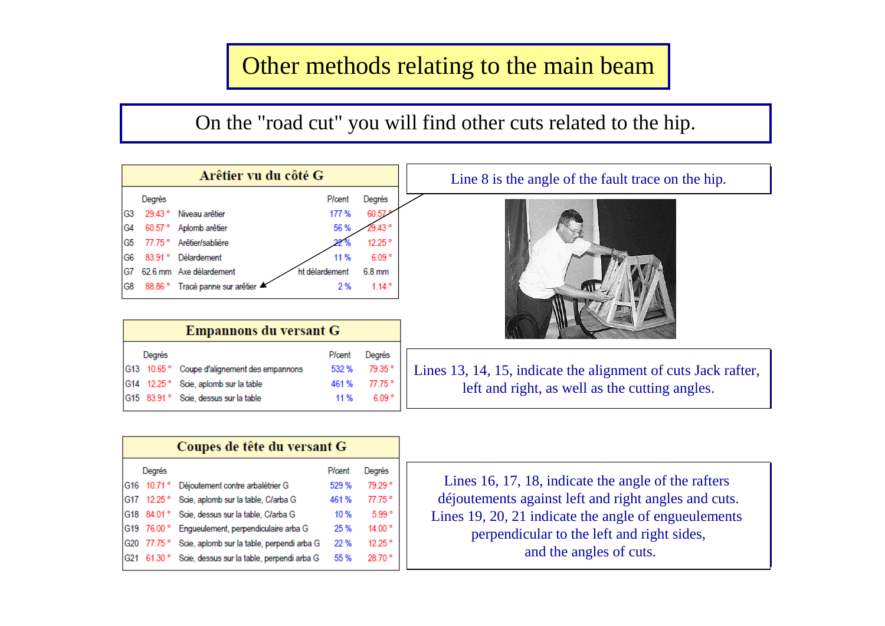# Other methods relating to the main beam

On the "road cut" you will find other cuts related to the hip.

### Arêtier vu du côté G

| | Degrés | | P/cent | Degrés |
|---|---|---|---|---|
| G3 | 29.43 ° | Niveau arêtier | 177 % | 60.57 ° |
| G4 | 60.57 ° | Aplomb arêtier | 56 % | 29.43 ° |
| G5 | 77.75 ° | Arêtier/sablière | 22 % | 12.25 ° |
| G6 | 83.91 ° | Délardement | 11 % | 6.09 ° |
| G7 | 62.6 mm | Axe délardement | ht délardement | 6.8 mm |
| G8 | 88.86 ° | Tracé panne sur arêtier | 2 % | 1.14 ° |

Line 8 is the angle of the fault trace on the hip.

### Empannons du versant G

| | Degrés | | P/cent | Degrés |
|---|---|---|---|---|
| G13 | 10.65 ° | Coupe d'alignement des empannons | 532 % | 79.35 ° |
| G14 | 12.25 ° | Scie, aplomb sur la table | 461 % | 77.75 ° |
| G15 | 83.91 ° | Scie, dessus sur la table | 11 % | 6.09 ° |

Lines 13, 14, 15, indicate the alignment of cuts Jack rafter, left and right, as well as the cutting angles.

### Coupes de tête du versant G

| | Degrés | | P/cent | Degrés |
|---|---|---|---|---|
| G16 | 10.71 ° | Déjoutement contre arbalétrier G | 529 % | 79.29 ° |
| G17 | 12.25 ° | Scie, aplomb sur la table, C/arba G | 461 % | 77.75 ° |
| G18 | 84.01 ° | Scie, dessus sur la table, C/arba G | 10 % | 5.99 ° |
| G19 | 76.00 ° | Engueulement, perpendiculaire arba G | 25 % | 14.00 ° |
| G20 | 77.75 ° | Scie, aplomb sur la table, perpendi arba G | 22 % | 12.25 ° |
| G21 | 61.30 ° | Scie, dessus sur la table, perpendi arba G | 55 % | 28.70 ° |

Lines 16, 17, 18, indicate the angle of the rafters déjoutements against left and right angles and cuts. Lines 19, 20, 21 indicate the angle of engueulements perpendicular to the left and right sides, and the angles of cuts.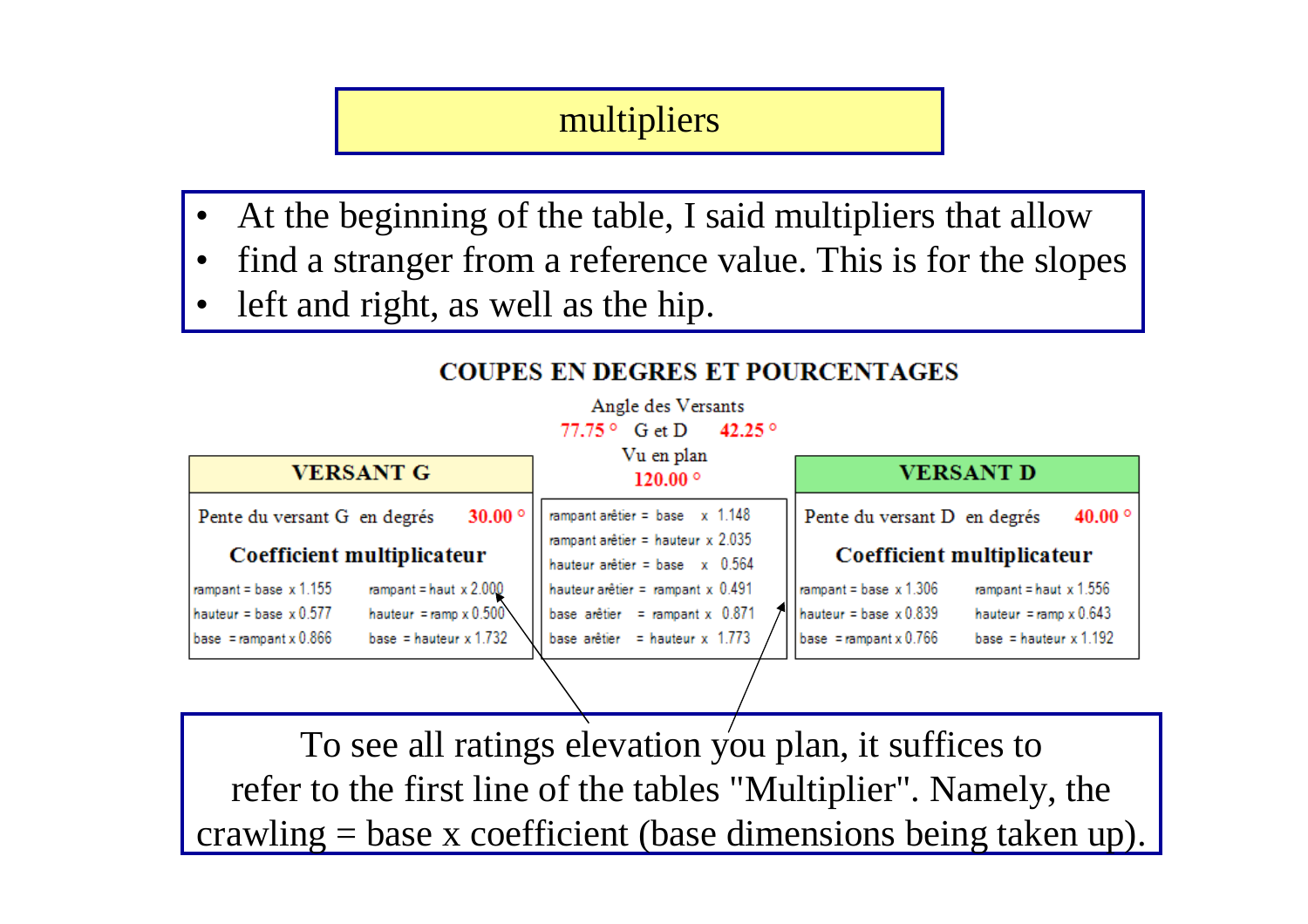# multipliers

- At the beginning of the table, I said multipliers that allow
- find a stranger from a reference value. This is for the slopes
- left and right, as well as the hip.

## COUPES EN DEGRES ET POURCENTAGES

Angle des Versants

77.75 ° G et D 42.25 °

Vu en plan

120.00 °

### VERSANT G

Pente du versant G en degrés **30.00 °**

**Coefficient multiplicateur**

| | |
|---|---|
| rampant = base x 1.155 | rampant = haut x 2.000 |
| hauteur = base x 0.577 | hauteur = ramp x 0.500 |
| base = rampant x 0.866 | base = hauteur x 1.732 |

### Arêtier

| |
|---|
| rampant arêtier = base x 1.148 |
| rampant arêtier = hauteur x 2.035 |
| hauteur arêtier = base x 0.564 |
| hauteur arêtier = rampant x 0.491 |
| base arêtier = rampant x 0.871 |
| base arêtier = hauteur x 1.773 |

### VERSANT D

Pente du versant D en degrés **40.00 °**

**Coefficient multiplicateur**

| | |
|---|---|
| rampant = base x 1.306 | rampant = haut x 1.556 |
| hauteur = base x 0.839 | hauteur = ramp x 0.643 |
| base = rampant x 0.766 | base = hauteur x 1.192 |

To see all ratings elevation you plan, it suffices to refer to the first line of the tables "Multiplier". Namely, the crawling = base x coefficient (base dimensions being taken up).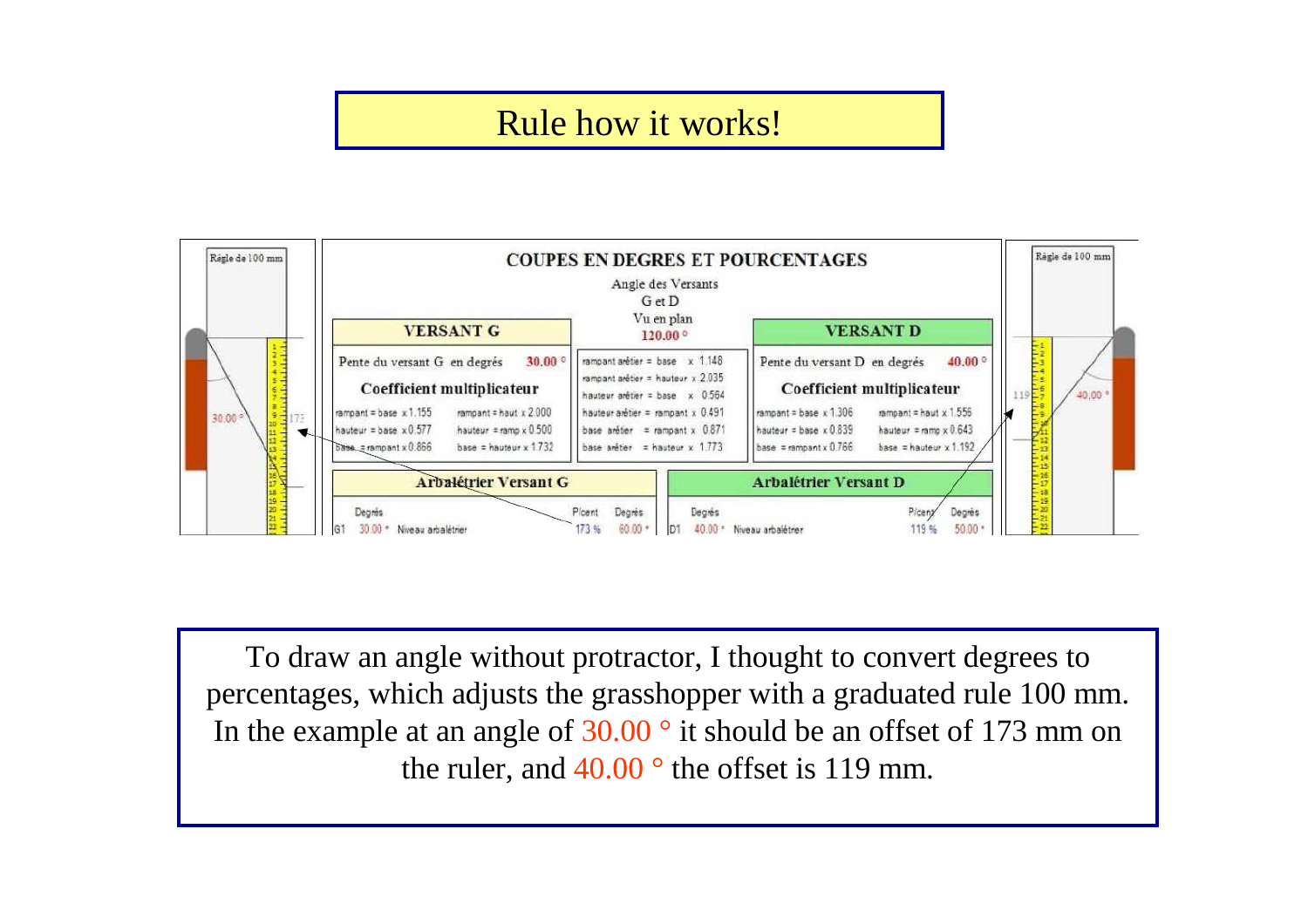# Rule how it works!

**COUPES EN DEGRES ET POURCENTAGES**

Règle de 100 mm

Angle des Versants G et D Vu en plan 120.00 °

| VERSANT G | | | VERSANT D | |
|---|---|---|---|---|
| Pente du versant G en degrés | 30.00 ° | | Pente du versant D en degrés | 40.00 ° |
| **Coefficient multiplicateur** | | rampant arêtier = base x 1.148 | **Coefficient multiplicateur** | |
| rampant = base x 1.155 | rampant = haut x 2.000 | rampant arêtier = hauteur x 2.035 | rampant = base x 1.306 | rampant = haut x 1.556 |
| hauteur = base x 0.577 | hauteur = ramp x 0.500 | hauteur arêtier = base x 0.564 | hauteur = base x 0.839 | hauteur = ramp x 0.643 |
| base = rampant x 0.866 | base = hauteur x 1.732 | hauteur arêtier = rampant x 0.491 | base = rampant x 0.766 | base = hauteur x 1.192 |
| | | base arêtier = rampant x 0.871 | | |
| | | base arêtier = hauteur x 1.773 | | |

| Arbalétrier Versant G | | | | | Arbalétrier Versant D | | | | |
|---|---|---|---|---|---|---|---|---|---|
| | Degrés | | P/cent | Degrés | | Degrés | | P/cent | Degrés |
| G1 | 30.00 ° | Niveau arbalétrier | 173 % | 60.00 ° | D1 | 40.00 ° | Niveau arbalétrier | 119 % | 50.00 ° |

To draw an angle without protractor, I thought to convert degrees to percentages, which adjusts the grasshopper with a graduated rule 100 mm. In the example at an angle of 30.00 ° it should be an offset of 173 mm on the ruler, and 40.00 ° the offset is 119 mm.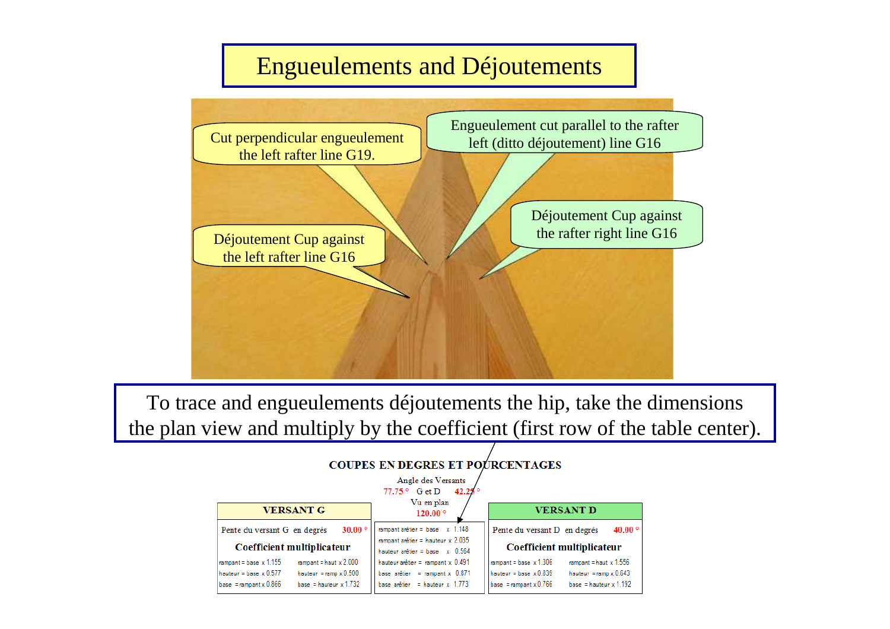# Engueulements and Déjoutements

Cut perpendicular engueulement the left rafter line G19.

Engueulement cut parallel to the rafter left (ditto déjoutement) line G16

Déjoutement Cup against the rafter right line G16

Déjoutement Cup against the left rafter line G16

To trace and engueulements déjoutements the hip, take the dimensions the plan view and multiply by the coefficient (first row of the table center).

**COUPES EN DEGRES ET POURCENTAGES**

Angle des Versants

77.75 °  G et D  42.25 °

Vu en plan

120.00 °

| VERSANT G | | | VERSANT D | |
|---|---|---|---|---|
| Pente du versant G en degrés | 30.00 ° | | Pente du versant D en degrés | 40.00 ° |
| **Coefficient multiplicateur** | | | **Coefficient multiplicateur** | |
| rampant = base x 1.155 | rampant = haut x 2.000 | rampant arêtier = base x 1.148 | rampant = base x 1.306 | rampant = haut x 1.556 |
| hauteur = base x 0.577 | hauteur = ramp x 0.500 | rampant arêtier = hauteur x 2.035 | hauteur = base x 0.839 | hauteur = ramp x 0.643 |
| base = rampant x 0.866 | base = hauteur x 1.732 | hauteur arêtier = base x 0.564 | base = rampant x 0.766 | base = hauteur x 1.192 |
| | | hauteur arêtier = rampant x 0.491 | | |
| | | base arêtier = rampant x 0.871 | | |
| | | base arêtier = hauteur x 1.773 | | |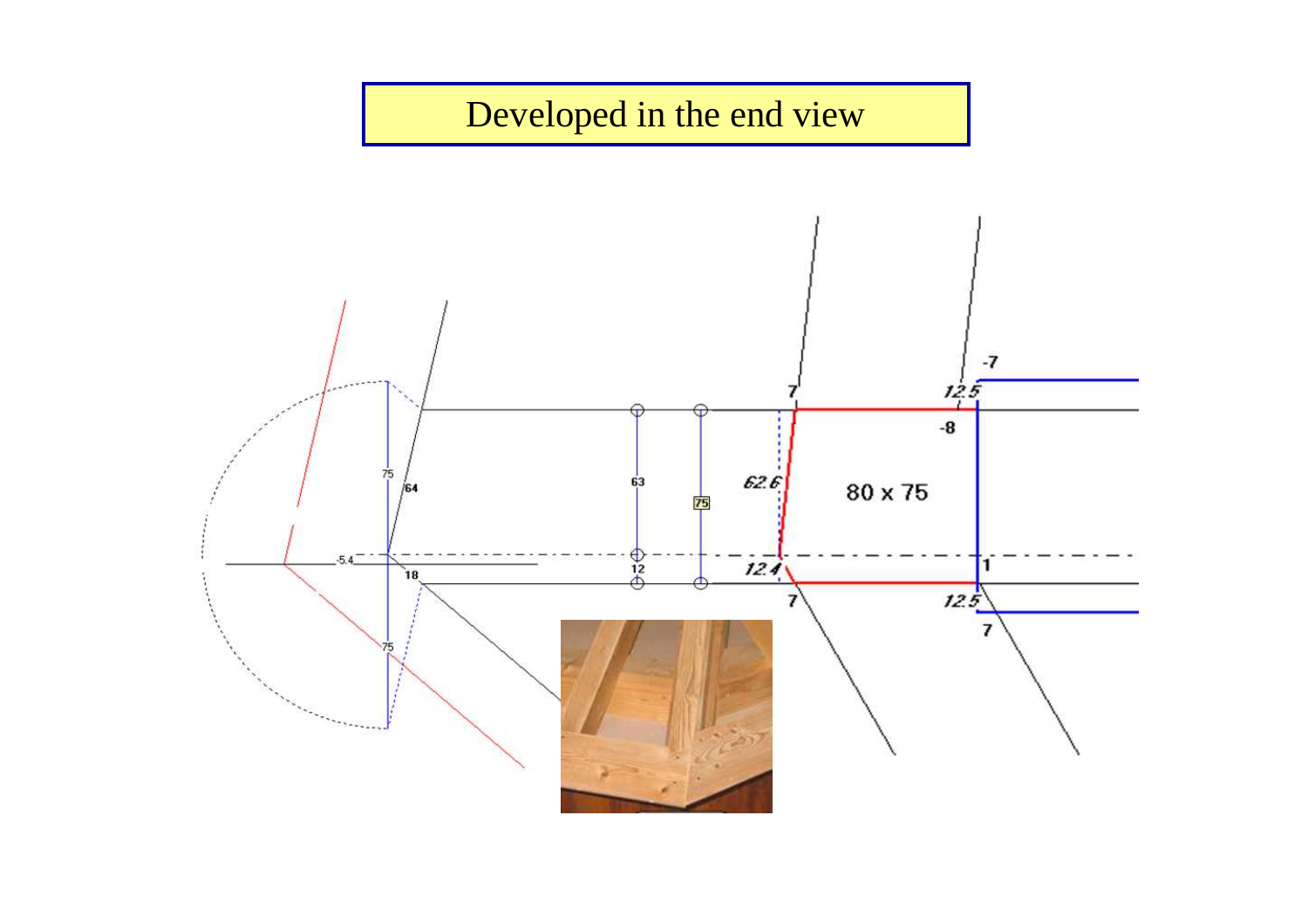# Developed in the end view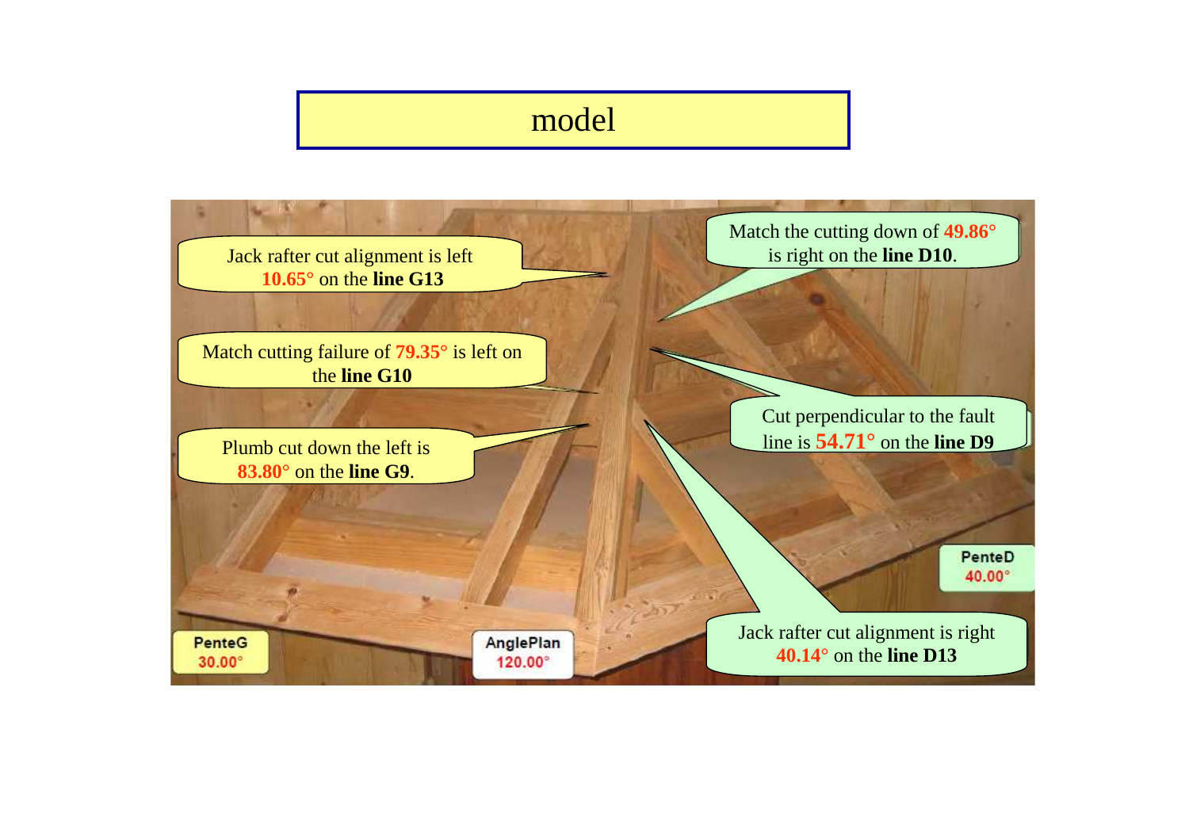# model

Jack rafter cut alignment is left **10.65°** on the **line G13**

Match cutting failure of **79.35°** is left on the **line G10**

Plumb cut down the left is **83.80°** on the **line G9**.

Match the cutting down of **49.86°** is right on the **line D10**.

Cut perpendicular to the fault line is **54.71°** on the **line D9**

Jack rafter cut alignment is right **40.14°** on the **line D13**

**PenteG** 30.00°

**AnglePlan** 120.00°

**PenteD** 40.00°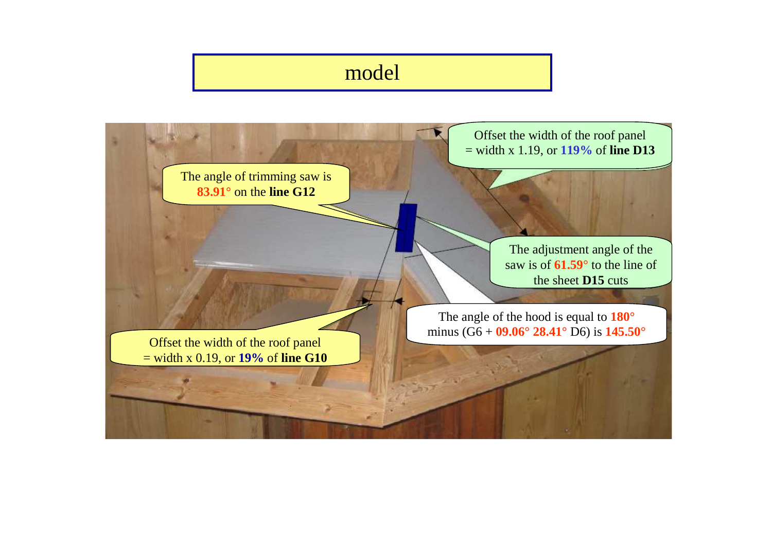# model

The angle of trimming saw is **83.91°** on the **line G12**

Offset the width of the roof panel = width x 1.19, or **119%** of **line D13**

The adjustment angle of the saw is of **61.59°** to the line of the sheet **D15** cuts

The angle of the hood is equal to **180°** minus (G6 + **09.06° 28.41°** D6) is **145.50°**

Offset the width of the roof panel = width x 0.19, or **19%** of **line G10**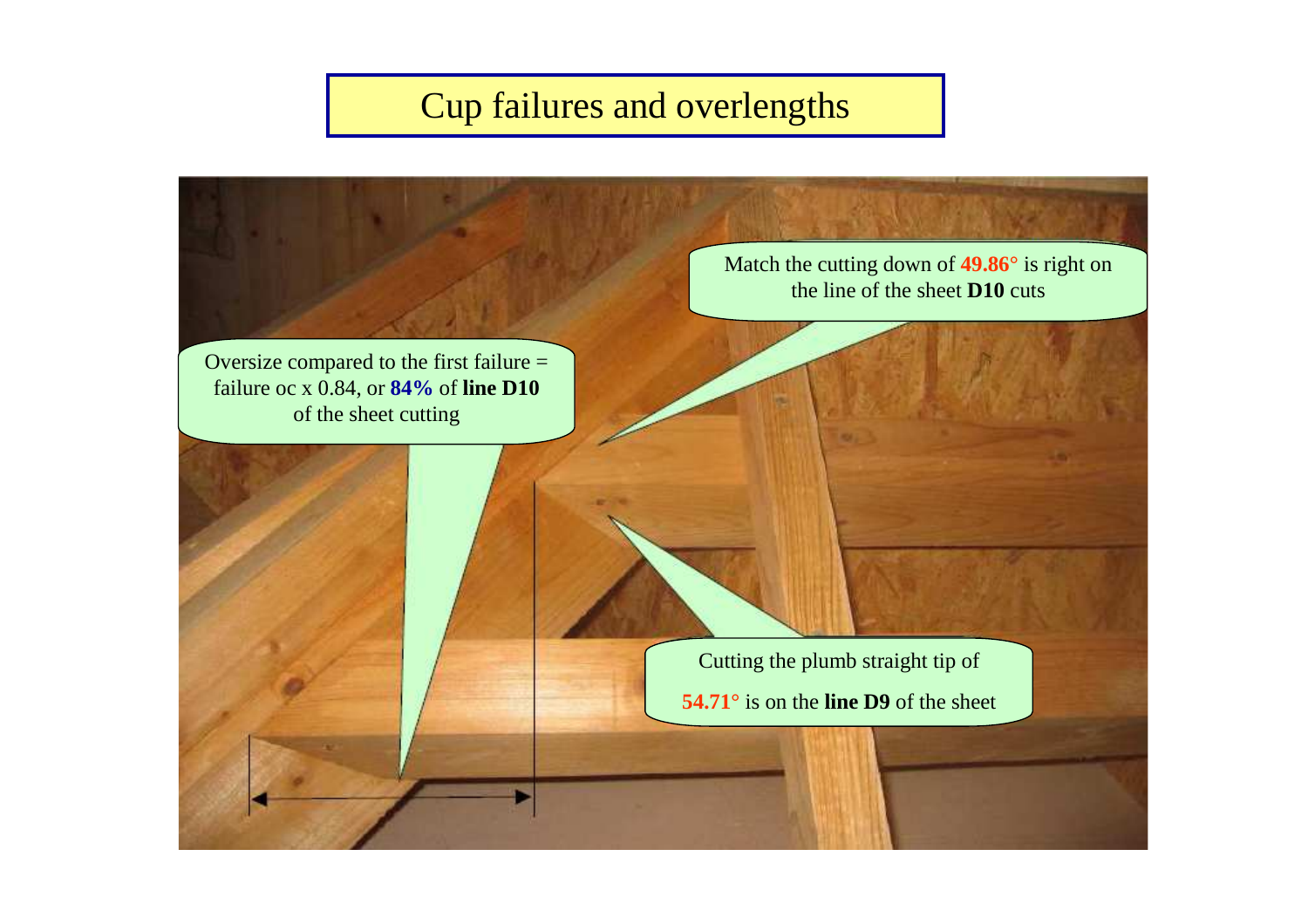# Cup failures and overlengths

Match the cutting down of **49.86°** is right on the line of the sheet **D10** cuts

Oversize compared to the first failure = failure oc x 0.84, or **84%** of **line D10** of the sheet cutting

Cutting the plumb straight tip of **54.71°** is on the **line D9** of the sheet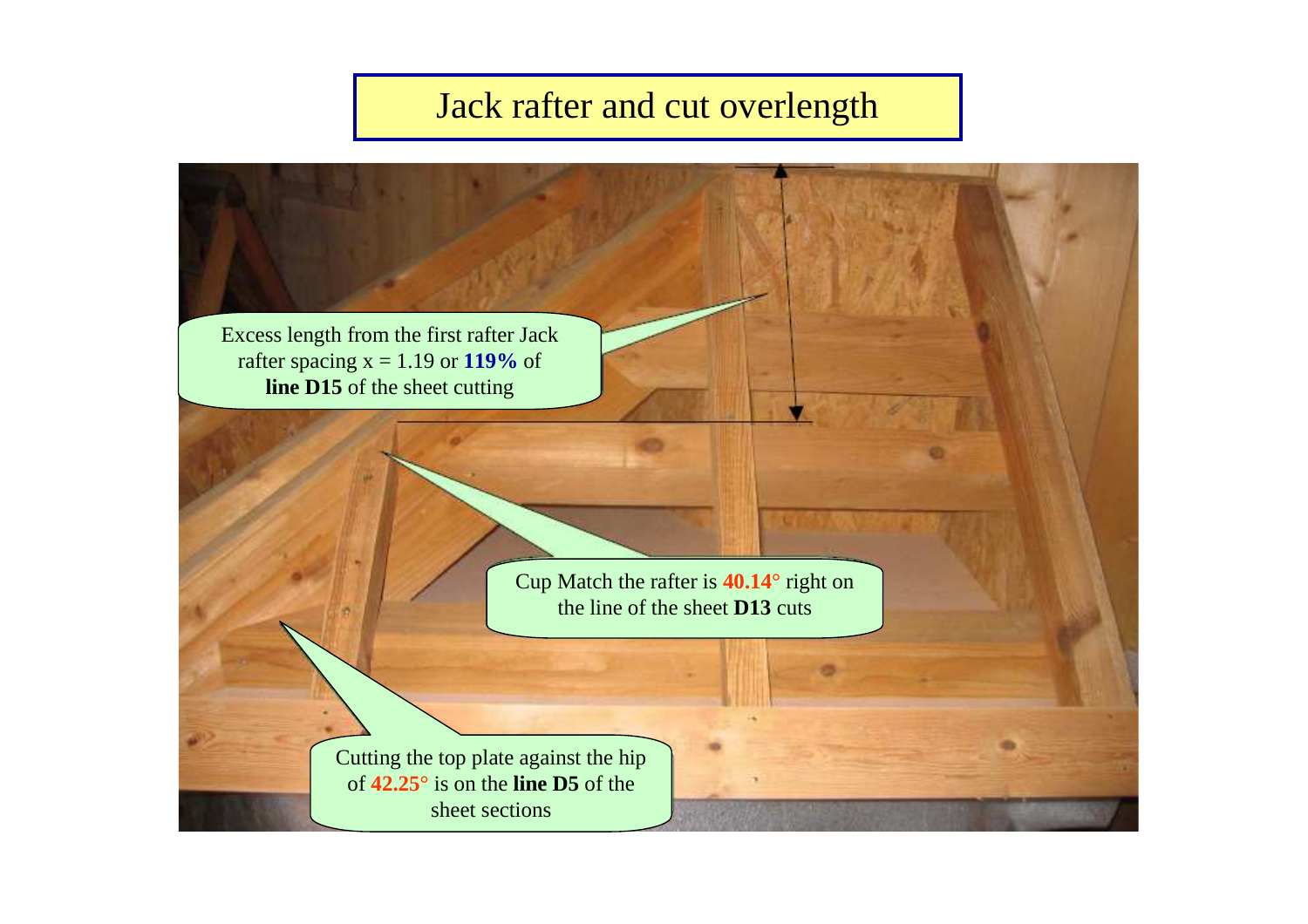# Jack rafter and cut overlength

Excess length from the first rafter Jack rafter spacing x = 1.19 or **119%** of **line D15** of the sheet cutting

Cup Match the rafter is **40.14°** right on the line of the sheet **D13** cuts

Cutting the top plate against the hip of **42.25°** is on the **line D5** of the sheet sections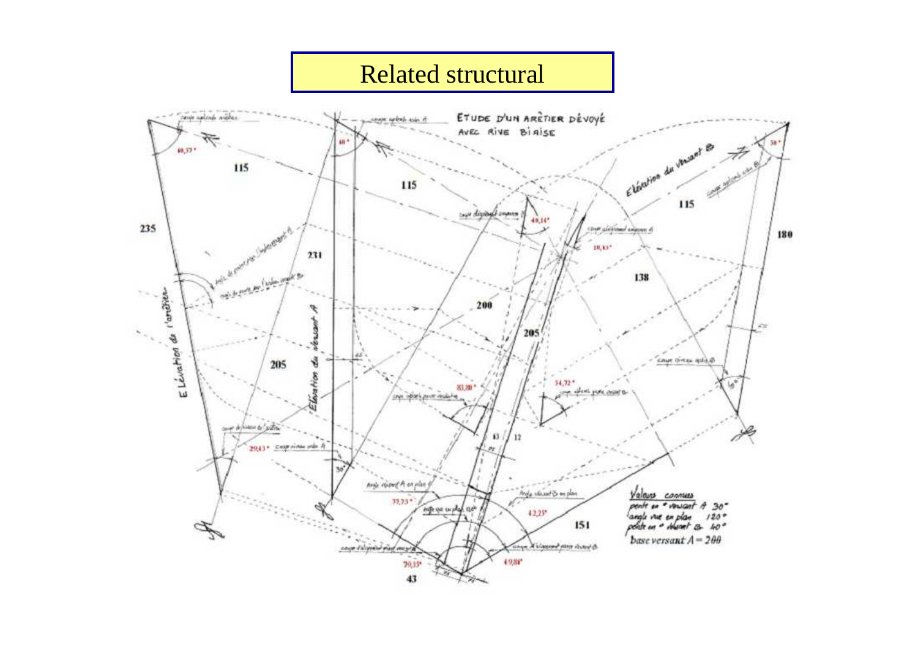# Related structural

ETUDE D'UN ARÊTIER DÉVOYÉ AVEC RIVE BIAISE

Valeurs connues
pente en ° versant A 30°
angle vue en plan 120°
pente en ° versant B 40°
base versant A = 200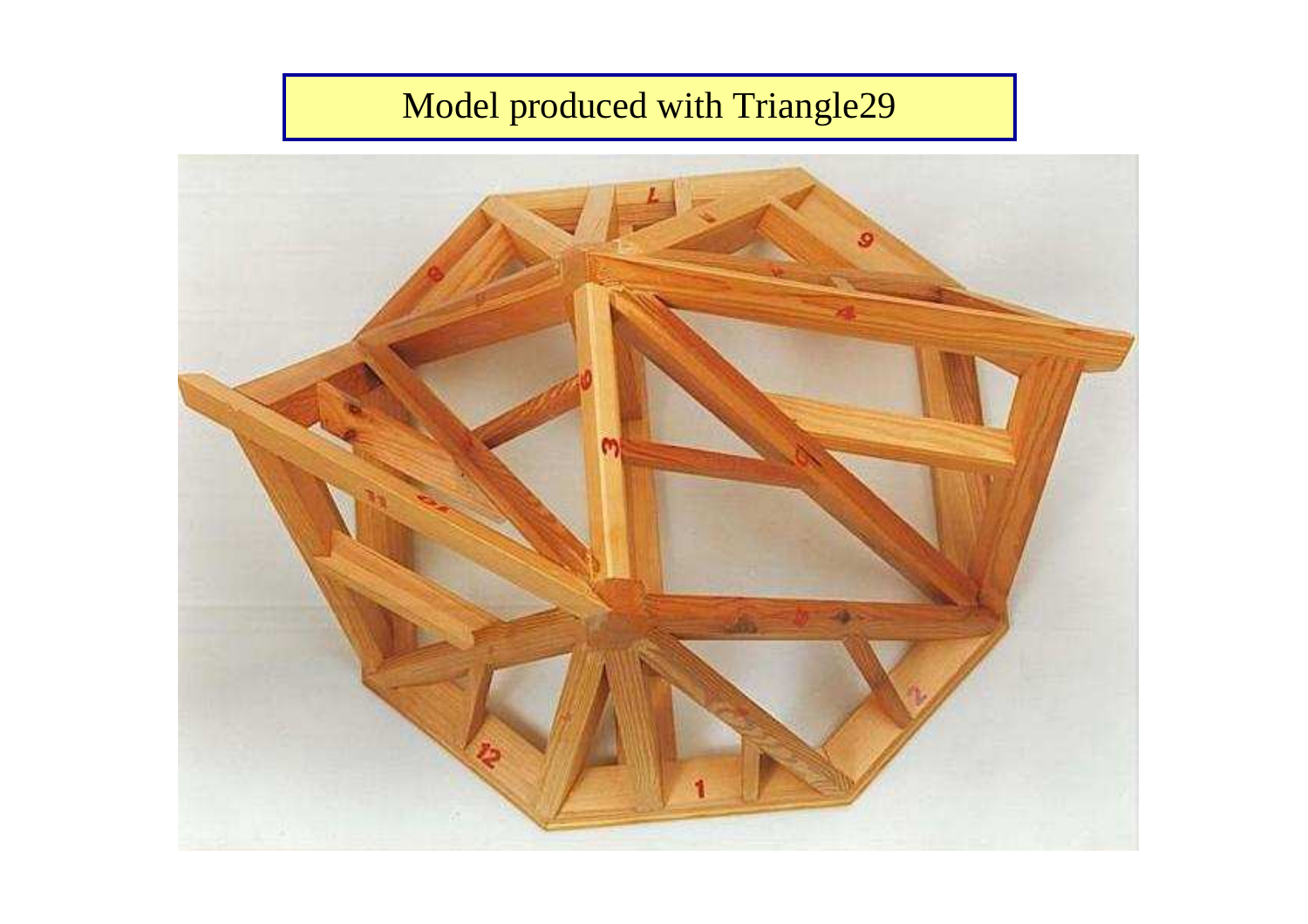Model produced with Triangle29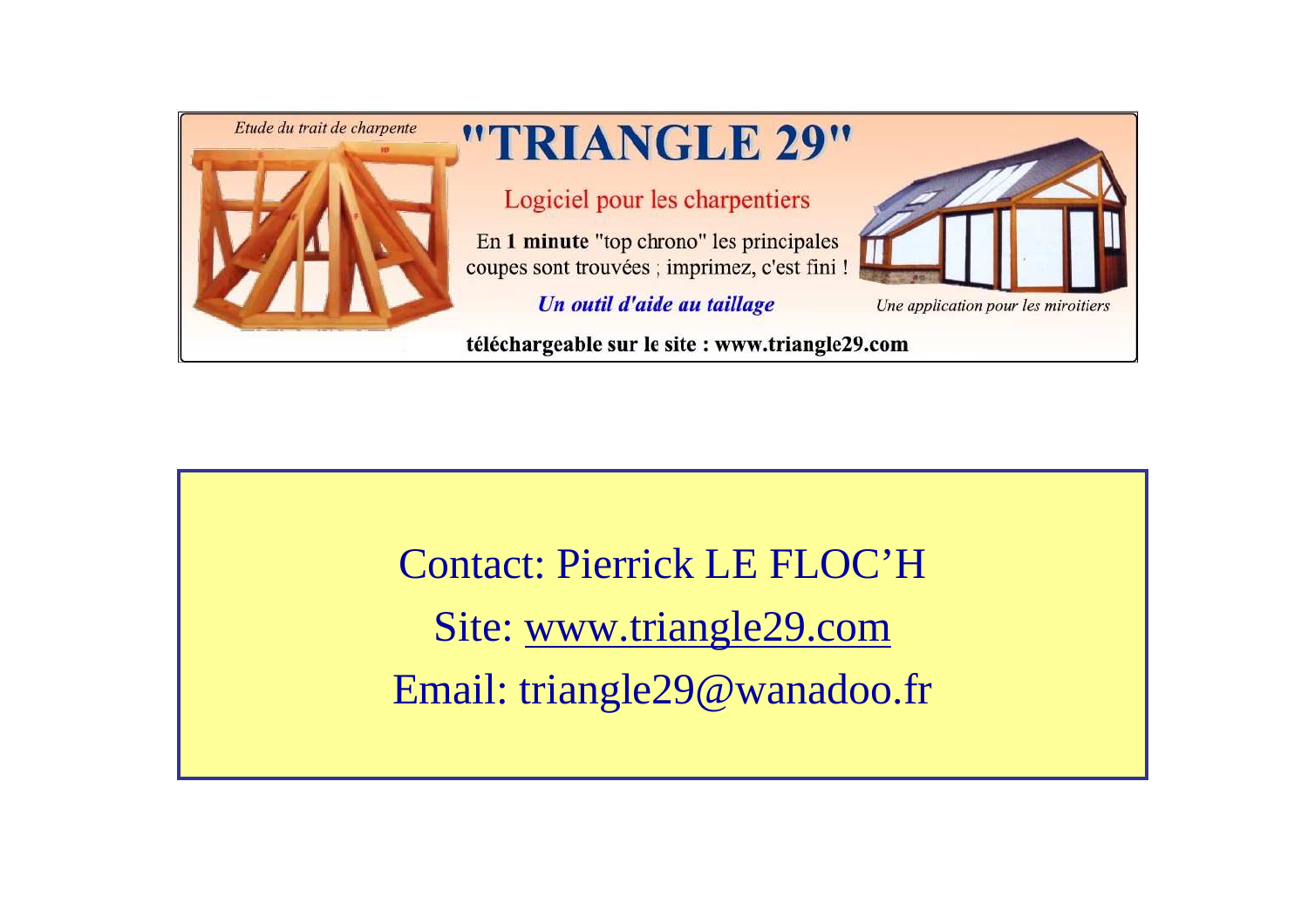*Etude du trait de charpente*

# "TRIANGLE 29"

Logiciel pour les charpentiers

En **1 minute** "top chrono" les principales coupes sont trouvées ; imprimez, c'est fini !

***Un outil d'aide au taillage***

*Une application pour les miroitiers*

**téléchargeable sur le site : www.triangle29.com**

Contact: Pierrick LE FLOC'H

Site: www.triangle29.com

Email: triangle29@wanadoo.fr